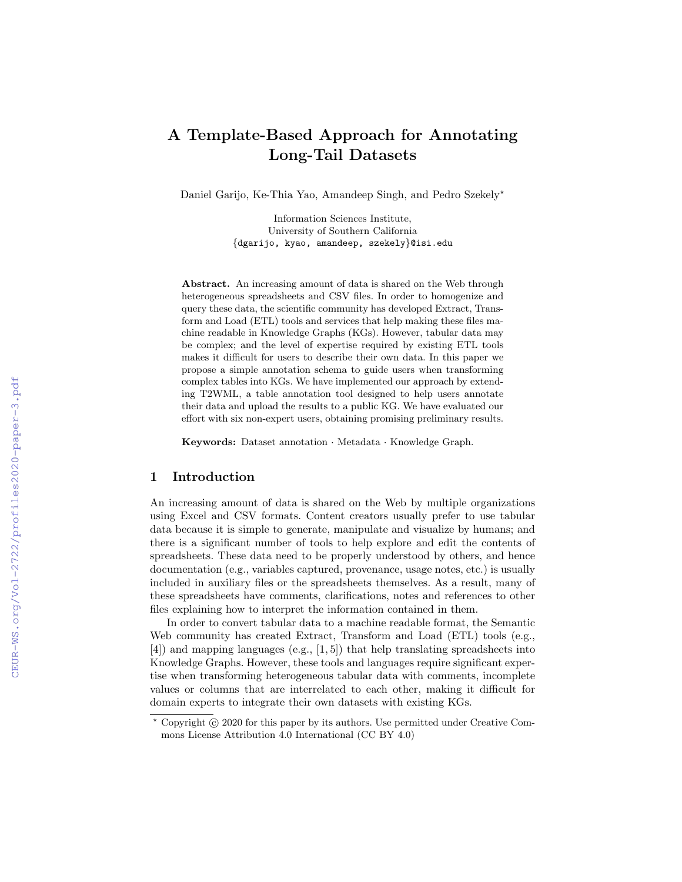# A Template-Based Approach for Annotating Long-Tail Datasets

Daniel Garijo, Ke-Thia Yao, Amandeep Singh, and Pedro Szekely*

Information Sciences Institute,
University of Southern California
{dgarijo, kyao, amandeep, szekely}@isi.edu

**Abstract.** An increasing amount of data is shared on the Web through heterogeneous spreadsheets and CSV files. In order to homogenize and query these data, the scientific community has developed Extract, Transform and Load (ETL) tools and services that help making these files machine readable in Knowledge Graphs (KGs). However, tabular data may be complex; and the level of expertise required by existing ETL tools makes it difficult for users to describe their own data. In this paper we propose a simple annotation schema to guide users when transforming complex tables into KGs. We have implemented our approach by extending T2WML, a table annotation tool designed to help users annotate their data and upload the results to a public KG. We have evaluated our effort with six non-expert users, obtaining promising preliminary results.

**Keywords:** Dataset annotation · Metadata · Knowledge Graph.

## 1 Introduction

An increasing amount of data is shared on the Web by multiple organizations using Excel and CSV formats. Content creators usually prefer to use tabular data because it is simple to generate, manipulate and visualize by humans; and there is a significant number of tools to help explore and edit the contents of spreadsheets. These data need to be properly understood by others, and hence documentation (e.g., variables captured, provenance, usage notes, etc.) is usually included in auxiliary files or the spreadsheets themselves. As a result, many of these spreadsheets have comments, clarifications, notes and references to other files explaining how to interpret the information contained in them.

In order to convert tabular data to a machine readable format, the Semantic Web community has created Extract, Transform and Load (ETL) tools (e.g., [4]) and mapping languages (e.g., [1, 5]) that help translating spreadsheets into Knowledge Graphs. However, these tools and languages require significant expertise when transforming heterogeneous tabular data with comments, incomplete values or columns that are interrelated to each other, making it difficult for domain experts to integrate their own datasets with existing KGs.

* Copyright © 2020 for this paper by its authors. Use permitted under Creative Commons License Attribution 4.0 International (CC BY 4.0)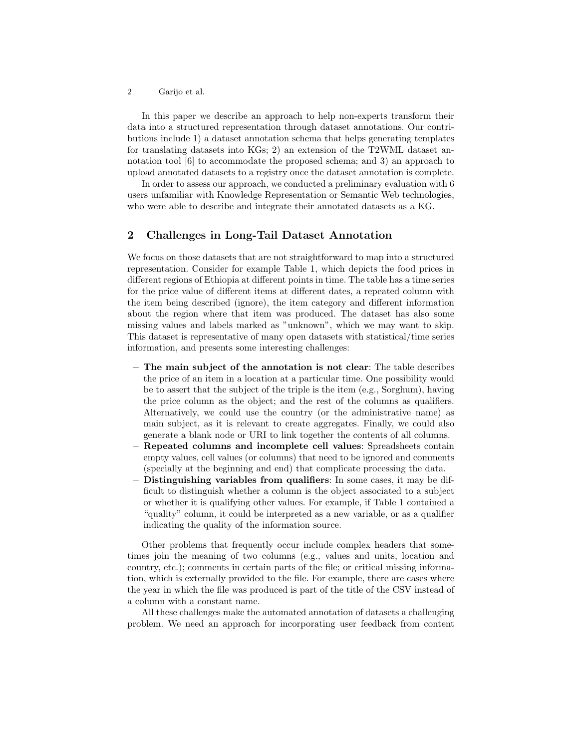In this paper we describe an approach to help non-experts transform their data into a structured representation through dataset annotations. Our contributions include 1) a dataset annotation schema that helps generating templates for translating datasets into KGs; 2) an extension of the T2WML dataset annotation tool [6] to accommodate the proposed schema; and 3) an approach to upload annotated datasets to a registry once the dataset annotation is complete.

In order to assess our approach, we conducted a preliminary evaluation with 6 users unfamiliar with Knowledge Representation or Semantic Web technologies, who were able to describe and integrate their annotated datasets as a KG.

## 2 Challenges in Long-Tail Dataset Annotation

We focus on those datasets that are not straightforward to map into a structured representation. Consider for example Table 1, which depicts the food prices in different regions of Ethiopia at different points in time. The table has a time series for the price value of different items at different dates, a repeated column with the item being described (ignore), the item category and different information about the region where that item was produced. The dataset has also some missing values and labels marked as "unknown", which we may want to skip. This dataset is representative of many open datasets with statistical/time series information, and presents some interesting challenges:

- **The main subject of the annotation is not clear**: The table describes the price of an item in a location at a particular time. One possibility would be to assert that the subject of the triple is the item (e.g., Sorghum), having the price column as the object; and the rest of the columns as qualifiers. Alternatively, we could use the country (or the administrative name) as main subject, as it is relevant to create aggregates. Finally, we could also generate a blank node or URI to link together the contents of all columns.
- **Repeated columns and incomplete cell values**: Spreadsheets contain empty values, cell values (or columns) that need to be ignored and comments (specially at the beginning and end) that complicate processing the data.
- **Distinguishing variables from qualifiers**: In some cases, it may be difficult to distinguish whether a column is the object associated to a subject or whether it is qualifying other values. For example, if Table 1 contained a "quality" column, it could be interpreted as a new variable, or as a qualifier indicating the quality of the information source.

Other problems that frequently occur include complex headers that sometimes join the meaning of two columns (e.g., values and units, location and country, etc.); comments in certain parts of the file; or critical missing information, which is externally provided to the file. For example, there are cases where the year in which the file was produced is part of the title of the CSV instead of a column with a constant name.

All these challenges make the automated annotation of datasets a challenging problem. We need an approach for incorporating user feedback from content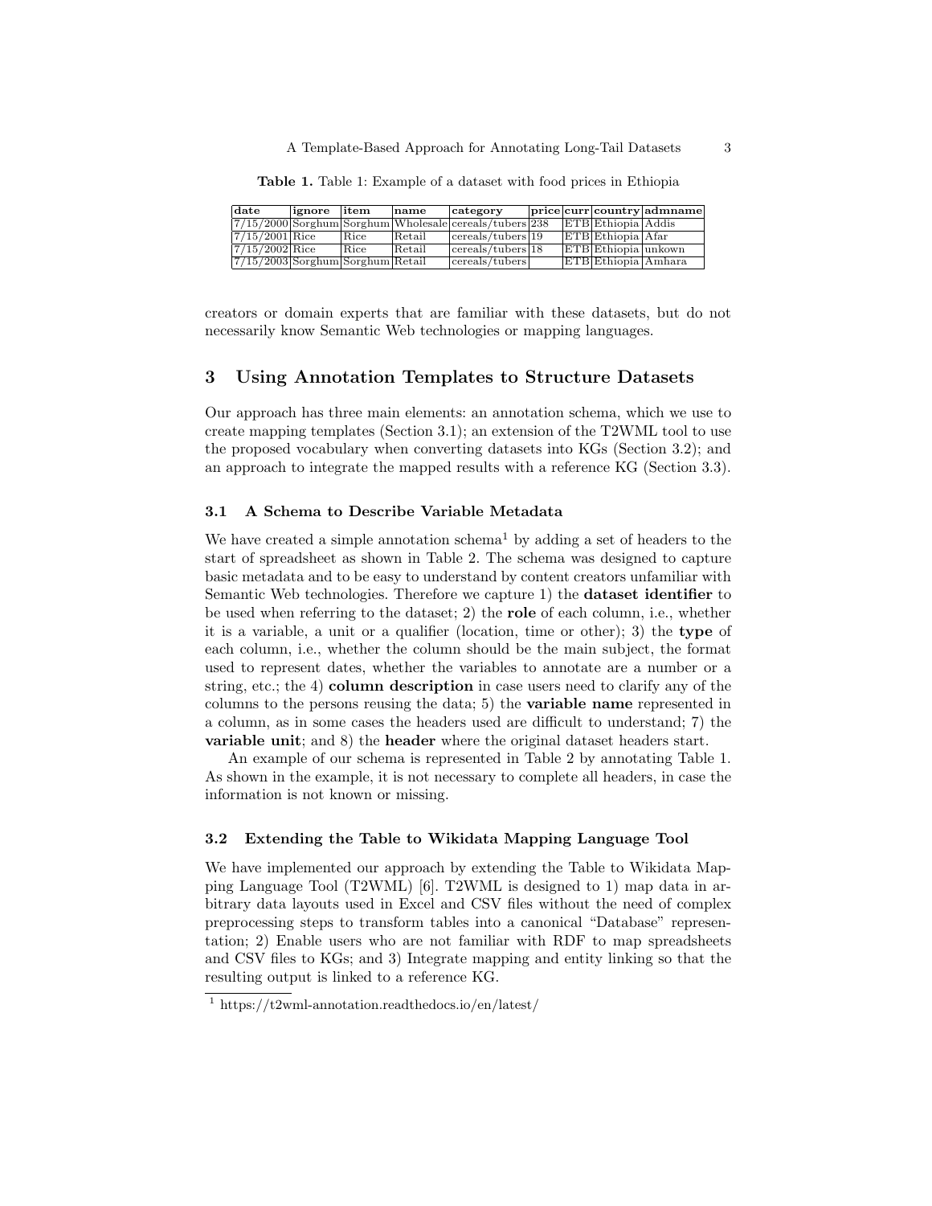**Table 1.** Table 1: Example of a dataset with food prices in Ethiopia

| date | ignore | item | name | category | price | curr | country | admname |
|---|---|---|---|---|---|---|---|---|
| 7/15/2000 | Sorghum | Sorghum | Wholesale | cereals/tubers | 238 | ETB | Ethiopia | Addis |
| 7/15/2001 | Rice | Rice | Retail | cereals/tubers | 19 | ETB | Ethiopia | Afar |
| 7/15/2002 | Rice | Rice | Retail | cereals/tubers | 18 | ETB | Ethiopia | unkown |
| 7/15/2003 | Sorghum | Sorghum | Retail | cereals/tubers | | ETB | Ethiopia | Amhara |

creators or domain experts that are familiar with these datasets, but do not necessarily know Semantic Web technologies or mapping languages.

## 3 Using Annotation Templates to Structure Datasets

Our approach has three main elements: an annotation schema, which we use to create mapping templates (Section 3.1); an extension of the T2WML tool to use the proposed vocabulary when converting datasets into KGs (Section 3.2); and an approach to integrate the mapped results with a reference KG (Section 3.3).

### 3.1 A Schema to Describe Variable Metadata

We have created a simple annotation schema[1] by adding a set of headers to the start of spreadsheet as shown in Table 2. The schema was designed to capture basic metadata and to be easy to understand by content creators unfamiliar with Semantic Web technologies. Therefore we capture 1) the **dataset identifier** to be used when referring to the dataset; 2) the **role** of each column, i.e., whether it is a variable, a unit or a qualifier (location, time or other); 3) the **type** of each column, i.e., whether the column should be the main subject, the format used to represent dates, whether the variables to annotate are a number or a string, etc.; the 4) **column description** in case users need to clarify any of the columns to the persons reusing the data; 5) the **variable name** represented in a column, as in some cases the headers used are difficult to understand; 7) the **variable unit**; and 8) the **header** where the original dataset headers start.

An example of our schema is represented in Table 2 by annotating Table 1. As shown in the example, it is not necessary to complete all headers, in case the information is not known or missing.

### 3.2 Extending the Table to Wikidata Mapping Language Tool

We have implemented our approach by extending the Table to Wikidata Mapping Language Tool (T2WML) [6]. T2WML is designed to 1) map data in arbitrary data layouts used in Excel and CSV files without the need of complex preprocessing steps to transform tables into a canonical "Database" representation; 2) Enable users who are not familiar with RDF to map spreadsheets and CSV files to KGs; and 3) Integrate mapping and entity linking so that the resulting output is linked to a reference KG.

[1] https://t2wml-annotation.readthedocs.io/en/latest/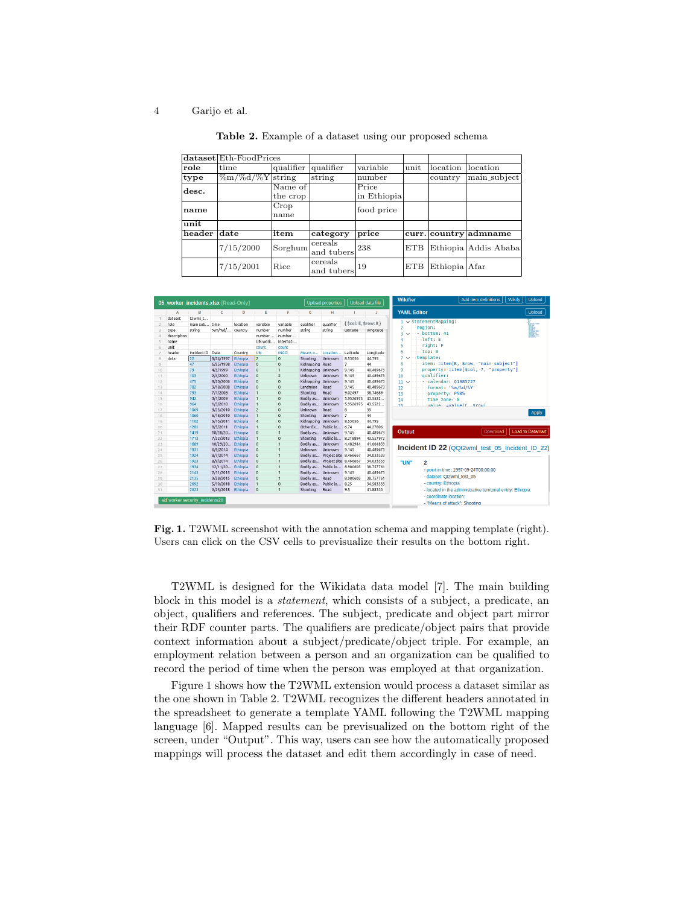**Table 2.** Example of a dataset using our proposed schema

| dataset | Eth-FoodPrices | | | | | | |
|---|---|---|---|---|---|---|---|
| role | time | qualifier | qualifier | variable | unit | location | location |
| type | %m/%d/%Y | string | string | number | | country | main_subject |
| desc. | | Name of the crop | | Price in Ethiopia | | | |
| name | | Crop name | | food price | | | |
| unit | | | | | | | |
| **header** | **date** | **item** | **category** | **price** | **curr.** | **country** | **admname** |
| | 7/15/2000 | Sorghum | cereals and tubers | 238 | ETB | Ethiopia | Addis Ababa |
| | 7/15/2001 | Rice | cereals and tubers | 19 | ETB | Ethiopia | Afar |

**Fig. 1.** T2WML screenshot with the annotation schema and mapping template (right). Users can click on the CSV cells to previsualize their results on the bottom right.

T2WML is designed for the Wikidata data model [7]. The main building block in this model is a *statement*, which consists of a subject, a predicate, an object, qualifiers and references. The subject, predicate and object part mirror their RDF counter parts. The qualifiers are predicate/object pairs that provide context information about a subject/predicate/object triple. For example, an employment relation between a person and an organization can be qualified to record the period of time when the person was employed at that organization.

Figure 1 shows how the T2WML extension would process a dataset similar as the one shown in Table 2. T2WML recognizes the different headers annotated in the spreadsheet to generate a template YAML following the T2WML mapping language [6]. Mapped results can be previsualized on the bottom right of the screen, under "Output". This way, users can see how the automatically proposed mappings will process the dataset and edit them accordingly in case of need.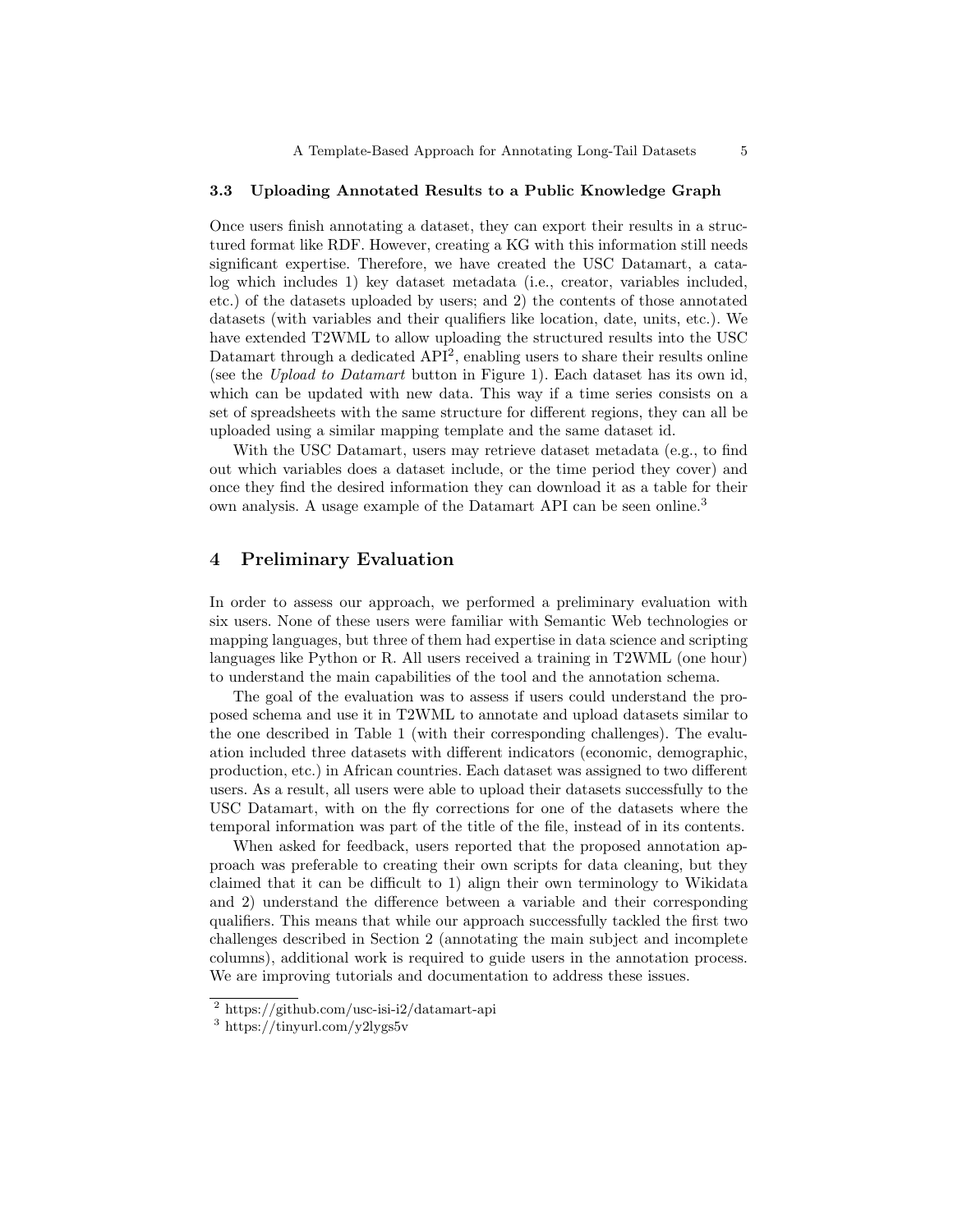### 3.3 Uploading Annotated Results to a Public Knowledge Graph

Once users finish annotating a dataset, they can export their results in a structured format like RDF. However, creating a KG with this information still needs significant expertise. Therefore, we have created the USC Datamart, a catalog which includes 1) key dataset metadata (i.e., creator, variables included, etc.) of the datasets uploaded by users; and 2) the contents of those annotated datasets (with variables and their qualifiers like location, date, units, etc.). We have extended T2WML to allow uploading the structured results into the USC Datamart through a dedicated API[2], enabling users to share their results online (see the *Upload to Datamart* button in Figure 1). Each dataset has its own id, which can be updated with new data. This way if a time series consists on a set of spreadsheets with the same structure for different regions, they can all be uploaded using a similar mapping template and the same dataset id.

With the USC Datamart, users may retrieve dataset metadata (e.g., to find out which variables does a dataset include, or the time period they cover) and once they find the desired information they can download it as a table for their own analysis. A usage example of the Datamart API can be seen online.[3]

## 4 Preliminary Evaluation

In order to assess our approach, we performed a preliminary evaluation with six users. None of these users were familiar with Semantic Web technologies or mapping languages, but three of them had expertise in data science and scripting languages like Python or R. All users received a training in T2WML (one hour) to understand the main capabilities of the tool and the annotation schema.

The goal of the evaluation was to assess if users could understand the proposed schema and use it in T2WML to annotate and upload datasets similar to the one described in Table 1 (with their corresponding challenges). The evaluation included three datasets with different indicators (economic, demographic, production, etc.) in African countries. Each dataset was assigned to two different users. As a result, all users were able to upload their datasets successfully to the USC Datamart, with on the fly corrections for one of the datasets where the temporal information was part of the title of the file, instead of in its contents.

When asked for feedback, users reported that the proposed annotation approach was preferable to creating their own scripts for data cleaning, but they claimed that it can be difficult to 1) align their own terminology to Wikidata and 2) understand the difference between a variable and their corresponding qualifiers. This means that while our approach successfully tackled the first two challenges described in Section 2 (annotating the main subject and incomplete columns), additional work is required to guide users in the annotation process. We are improving tutorials and documentation to address these issues.

[2] https://github.com/usc-isi-i2/datamart-api

[3] https://tinyurl.com/y2lygs5v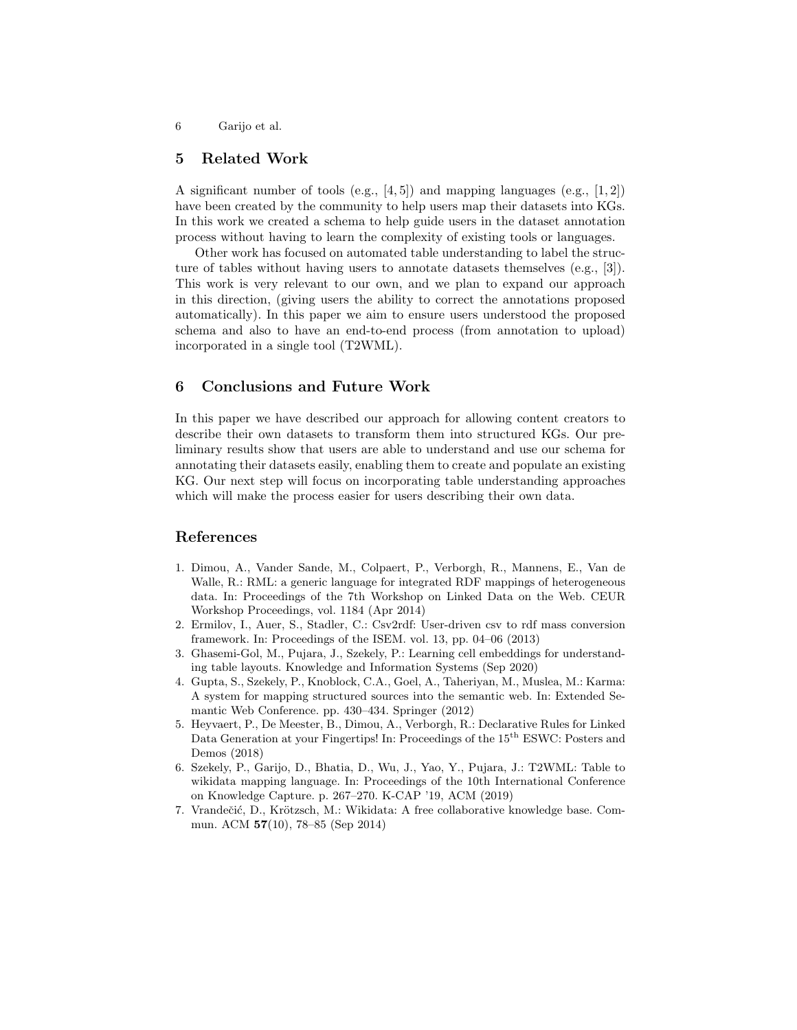## 5 Related Work

A significant number of tools (e.g., [4, 5]) and mapping languages (e.g., [1, 2]) have been created by the community to help users map their datasets into KGs. In this work we created a schema to help guide users in the dataset annotation process without having to learn the complexity of existing tools or languages.

Other work has focused on automated table understanding to label the structure of tables without having users to annotate datasets themselves (e.g., [3]). This work is very relevant to our own, and we plan to expand our approach in this direction, (giving users the ability to correct the annotations proposed automatically). In this paper we aim to ensure users understood the proposed schema and also to have an end-to-end process (from annotation to upload) incorporated in a single tool (T2WML).

## 6 Conclusions and Future Work

In this paper we have described our approach for allowing content creators to describe their own datasets to transform them into structured KGs. Our preliminary results show that users are able to understand and use our schema for annotating their datasets easily, enabling them to create and populate an existing KG. Our next step will focus on incorporating table understanding approaches which will make the process easier for users describing their own data.

## References

1. Dimou, A., Vander Sande, M., Colpaert, P., Verborgh, R., Mannens, E., Van de Walle, R.: RML: a generic language for integrated RDF mappings of heterogeneous data. In: Proceedings of the 7th Workshop on Linked Data on the Web. CEUR Workshop Proceedings, vol. 1184 (Apr 2014)
2. Ermilov, I., Auer, S., Stadler, C.: Csv2rdf: User-driven csv to rdf mass conversion framework. In: Proceedings of the ISEM. vol. 13, pp. 04–06 (2013)
3. Ghasemi-Gol, M., Pujara, J., Szekely, P.: Learning cell embeddings for understanding table layouts. Knowledge and Information Systems (Sep 2020)
4. Gupta, S., Szekely, P., Knoblock, C.A., Goel, A., Taheriyan, M., Muslea, M.: Karma: A system for mapping structured sources into the semantic web. In: Extended Semantic Web Conference. pp. 430–434. Springer (2012)
5. Heyvaert, P., De Meester, B., Dimou, A., Verborgh, R.: Declarative Rules for Linked Data Generation at your Fingertips! In: Proceedings of the 15th ESWC: Posters and Demos (2018)
6. Szekely, P., Garijo, D., Bhatia, D., Wu, J., Yao, Y., Pujara, J.: T2WML: Table to wikidata mapping language. In: Proceedings of the 10th International Conference on Knowledge Capture. p. 267–270. K-CAP '19, ACM (2019)
7. Vrandečić, D., Krötzsch, M.: Wikidata: A free collaborative knowledge base. Commun. ACM **57**(10), 78–85 (Sep 2014)